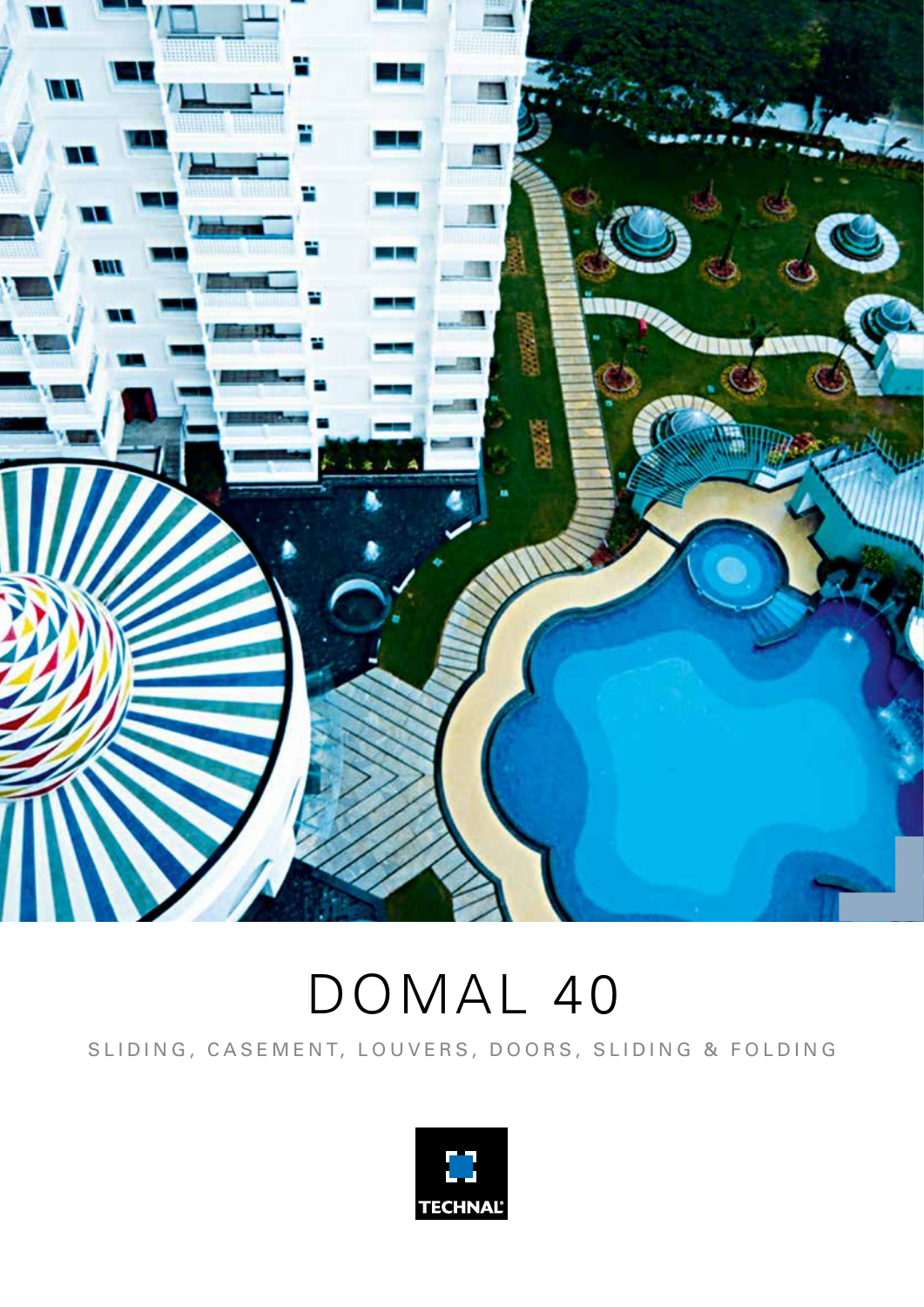# DOMAL 40

SLIDING, CASEMENT, LOUVERS, DOORS, SLIDING & FOLDING

TECHNAL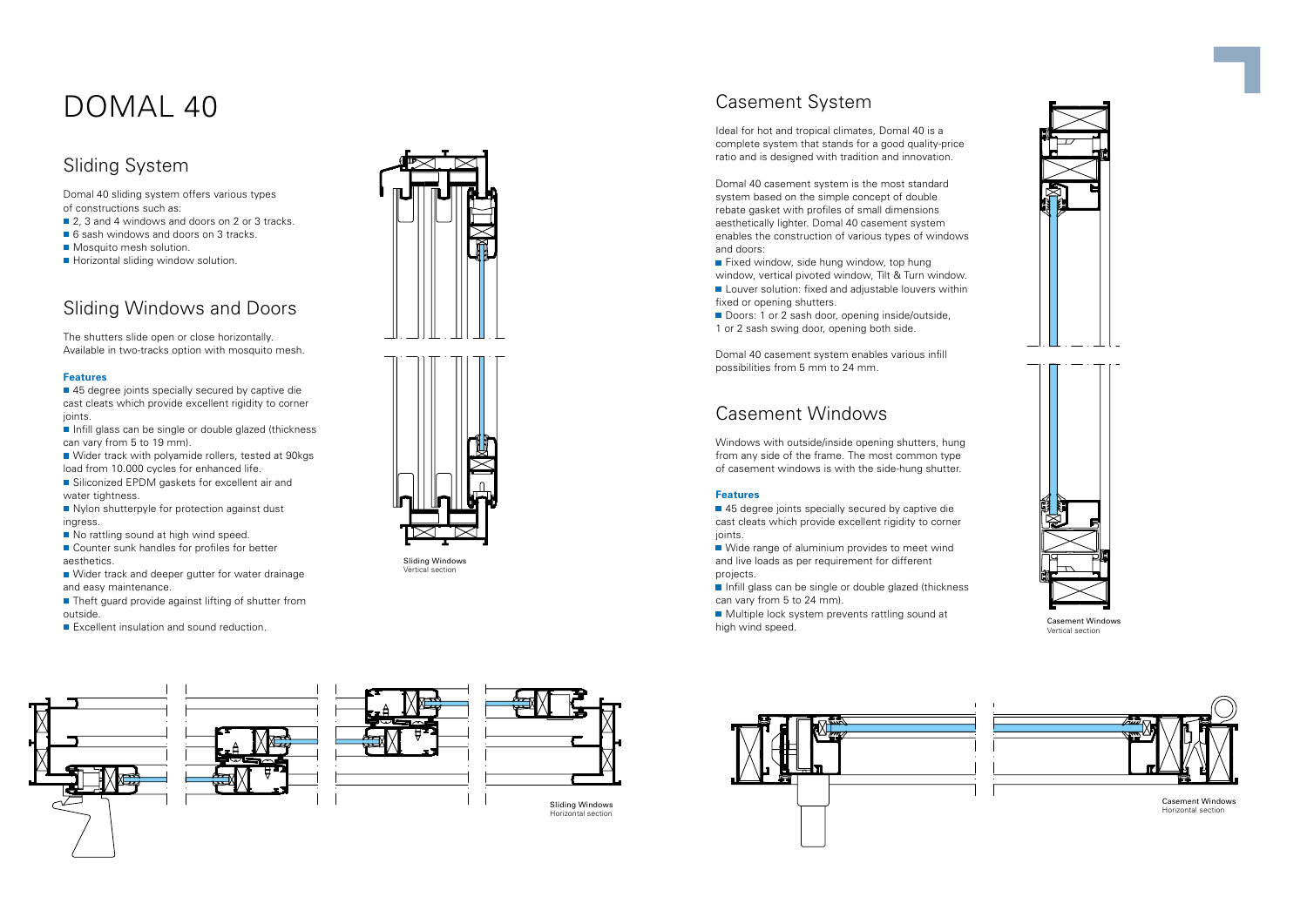# DOMAL 40

## Sliding System

Domal 40 sliding system offers various types of constructions such as:

- 2, 3 and 4 windows and doors on 2 or 3 tracks.
- 6 sash windows and doors on 3 tracks.
- Mosquito mesh solution.
- Horizontal sliding window solution.

## Sliding Windows and Doors

The shutters slide open or close horizontally. Available in two-tracks option with mosquito mesh.

**Features**

- 45 degree joints specially secured by captive die cast cleats which provide excellent rigidity to corner joints.
- Infill glass can be single or double glazed (thickness can vary from 5 to 19 mm).
- Wider track with polyamide rollers, tested at 90kgs load from 10.000 cycles for enhanced life.
- Siliconized EPDM gaskets for excellent air and water tightness.
- Nylon shutterpyle for protection against dust ingress.
- No rattling sound at high wind speed.
- Counter sunk handles for profiles for better aesthetics.
- Wider track and deeper gutter for water drainage and easy maintenance.
- Theft guard provide against lifting of shutter from outside.
- Excellent insulation and sound reduction.

Sliding Windows
Vertical section

Sliding Windows
Horizontal section

## Casement System

Ideal for hot and tropical climates, Domal 40 is a complete system that stands for a good quality-price ratio and is designed with tradition and innovation.

Domal 40 casement system is the most standard system based on the simple concept of double rebate gasket with profiles of small dimensions aesthetically lighter. Domal 40 casement system enables the construction of various types of windows and doors:

- Fixed window, side hung window, top hung window, vertical pivoted window, Tilt & Turn window.
- Louver solution: fixed and adjustable louvers within fixed or opening shutters.
- Doors: 1 or 2 sash door, opening inside/outside, 1 or 2 sash swing door, opening both side.

Domal 40 casement system enables various infill possibilities from 5 mm to 24 mm.

## Casement Windows

Windows with outside/inside opening shutters, hung from any side of the frame. The most common type of casement windows is with the side-hung shutter.

**Features**

- 45 degree joints specially secured by captive die cast cleats which provide excellent rigidity to corner joints.
- Wide range of aluminium provides to meet wind and live loads as per requirement for different projects.
- Infill glass can be single or double glazed (thickness can vary from 5 to 24 mm).
- Multiple lock system prevents rattling sound at high wind speed.

Casement Windows
Vertical section

Casement Windows
Horizontal section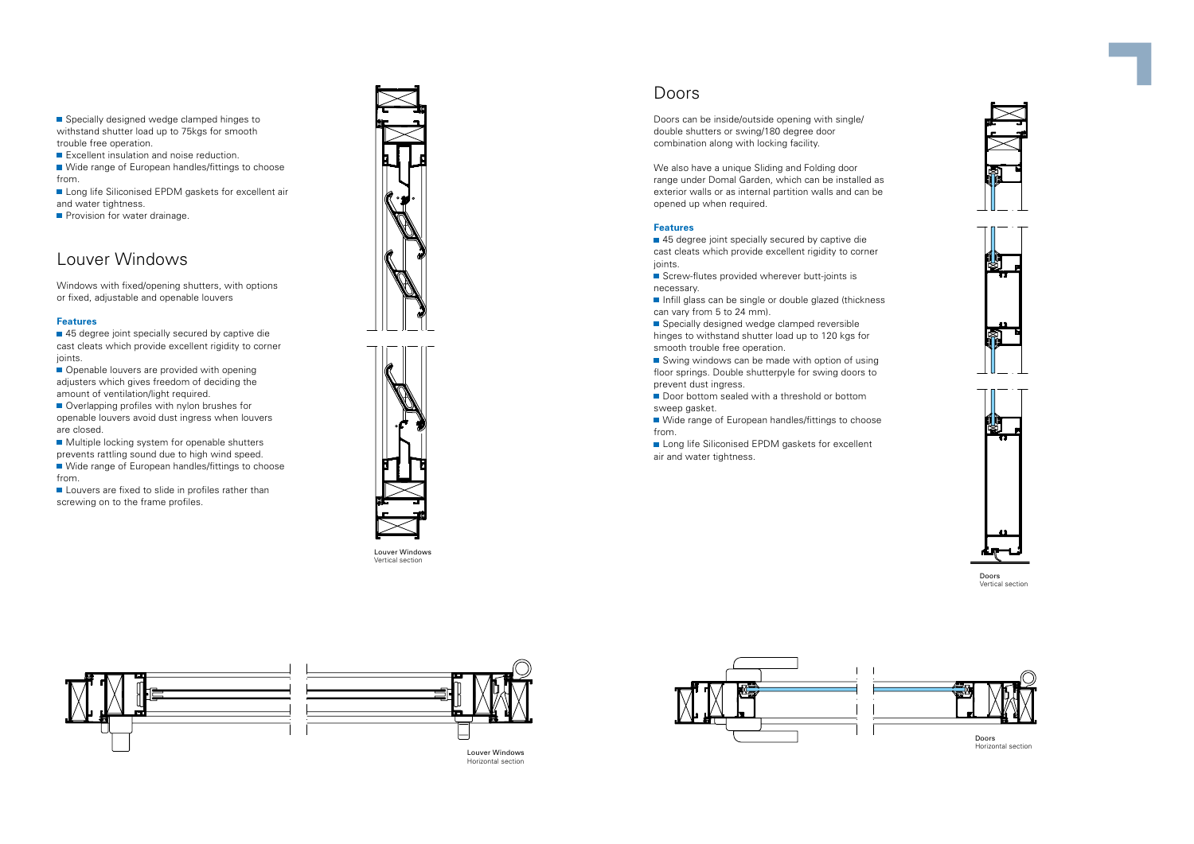- Specially designed wedge clamped hinges to withstand shutter load up to 75kgs for smooth trouble free operation.
- Excellent insulation and noise reduction.
- Wide range of European handles/fittings to choose from.
- Long life Siliconised EPDM gaskets for excellent air and water tightness.
- Provision for water drainage.

## Louver Windows

Windows with fixed/opening shutters, with options or fixed, adjustable and openable louvers

### Features

- 45 degree joint specially secured by captive die cast cleats which provide excellent rigidity to corner joints.
- Openable louvers are provided with opening adjusters which gives freedom of deciding the amount of ventilation/light required.
- Overlapping profiles with nylon brushes for openable louvers avoid dust ingress when louvers are closed.
- Multiple locking system for openable shutters prevents rattling sound due to high wind speed.
- Wide range of European handles/fittings to choose from.
- Louvers are fixed to slide in profiles rather than screwing on to the frame profiles.

**Louver Windows**
Vertical section

**Louver Windows**
Horizontal section

## Doors

Doors can be inside/outside opening with single/ double shutters or swing/180 degree door combination along with locking facility.

We also have a unique Sliding and Folding door range under Domal Garden, which can be installed as exterior walls or as internal partition walls and can be opened up when required.

### Features

- 45 degree joint specially secured by captive die cast cleats which provide excellent rigidity to corner joints.
- Screw-flutes provided wherever butt-joints is necessary.
- Infill glass can be single or double glazed (thickness can vary from 5 to 24 mm).
- Specially designed wedge clamped reversible hinges to withstand shutter load up to 120 kgs for smooth trouble free operation.
- Swing windows can be made with option of using floor springs. Double shutterpyle for swing doors to prevent dust ingress.
- Door bottom sealed with a threshold or bottom sweep gasket.
- Wide range of European handles/fittings to choose from.
- Long life Siliconised EPDM gaskets for excellent air and water tightness.

**Doors**
Vertical section

**Doors**
Horizontal section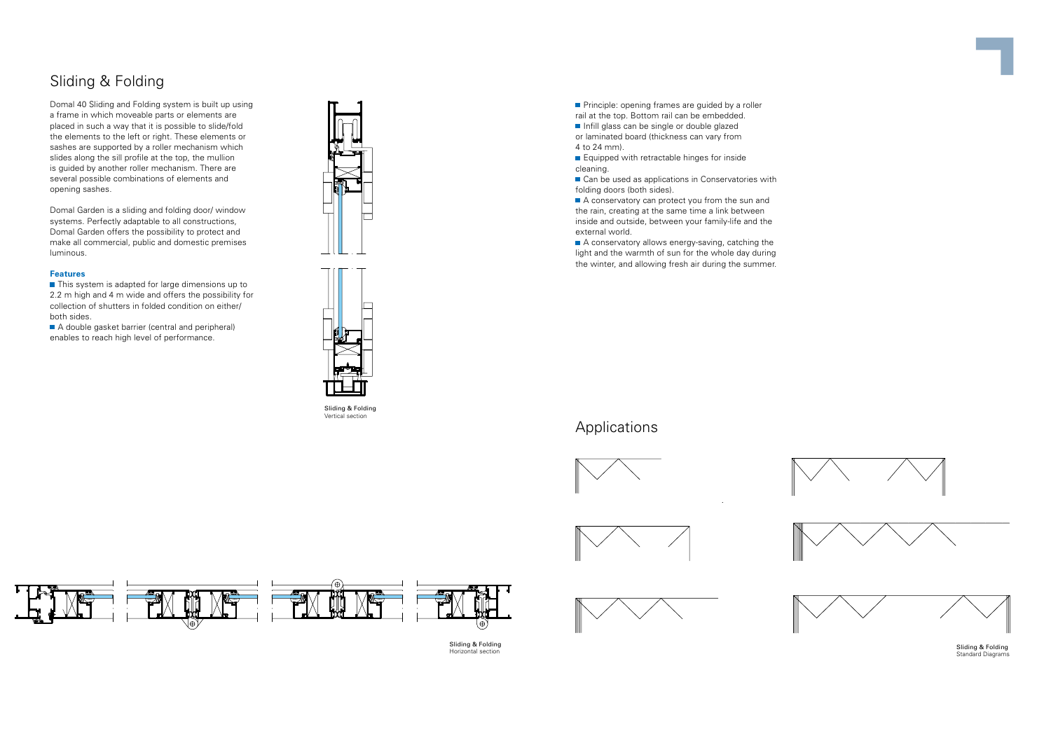# Sliding & Folding

Domal 40 Sliding and Folding system is built up using a frame in which moveable parts or elements are placed in such a way that it is possible to slide/fold the elements to the left or right. These elements or sashes are supported by a roller mechanism which slides along the sill profile at the top, the mullion is guided by another roller mechanism. There are several possible combinations of elements and opening sashes.

Domal Garden is a sliding and folding door/ window systems. Perfectly adaptable to all constructions, Domal Garden offers the possibility to protect and make all commercial, public and domestic premises luminous.

### Features

- This system is adapted for large dimensions up to 2.2 m high and 4 m wide and offers the possibility for collection of shutters in folded condition on either/ both sides.
- A double gasket barrier (central and peripheral) enables to reach high level of performance.

Sliding & Folding
Vertical section

- Principle: opening frames are guided by a roller rail at the top. Bottom rail can be embedded.
- Infill glass can be single or double glazed or laminated board (thickness can vary from 4 to 24 mm).
- Equipped with retractable hinges for inside cleaning.
- Can be used as applications in Conservatories with folding doors (both sides).
- A conservatory can protect you from the sun and the rain, creating at the same time a link between inside and outside, between your family-life and the external world.
- A conservatory allows energy-saving, catching the light and the warmth of sun for the whole day during the winter, and allowing fresh air during the summer.

## Applications

Sliding & Folding
Horizontal section

Sliding & Folding
Standard Diagrams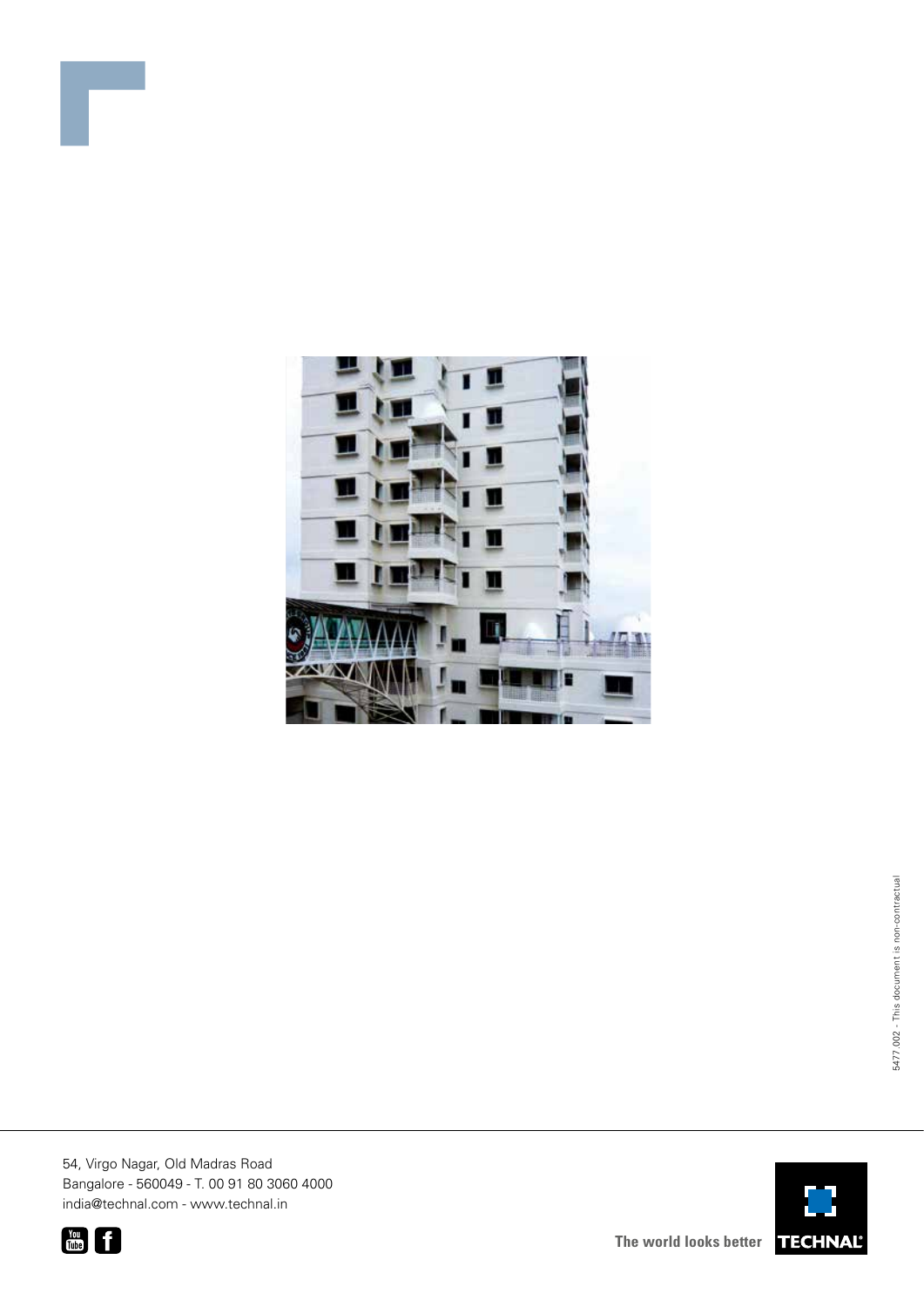5477.002 - This document is non-contractual

54, Virgo Nagar, Old Madras Road
Bangalore - 560049 - T. 00 91 80 3060 4000
india@technal.com - www.technal.in

The world looks better TECHNAL®